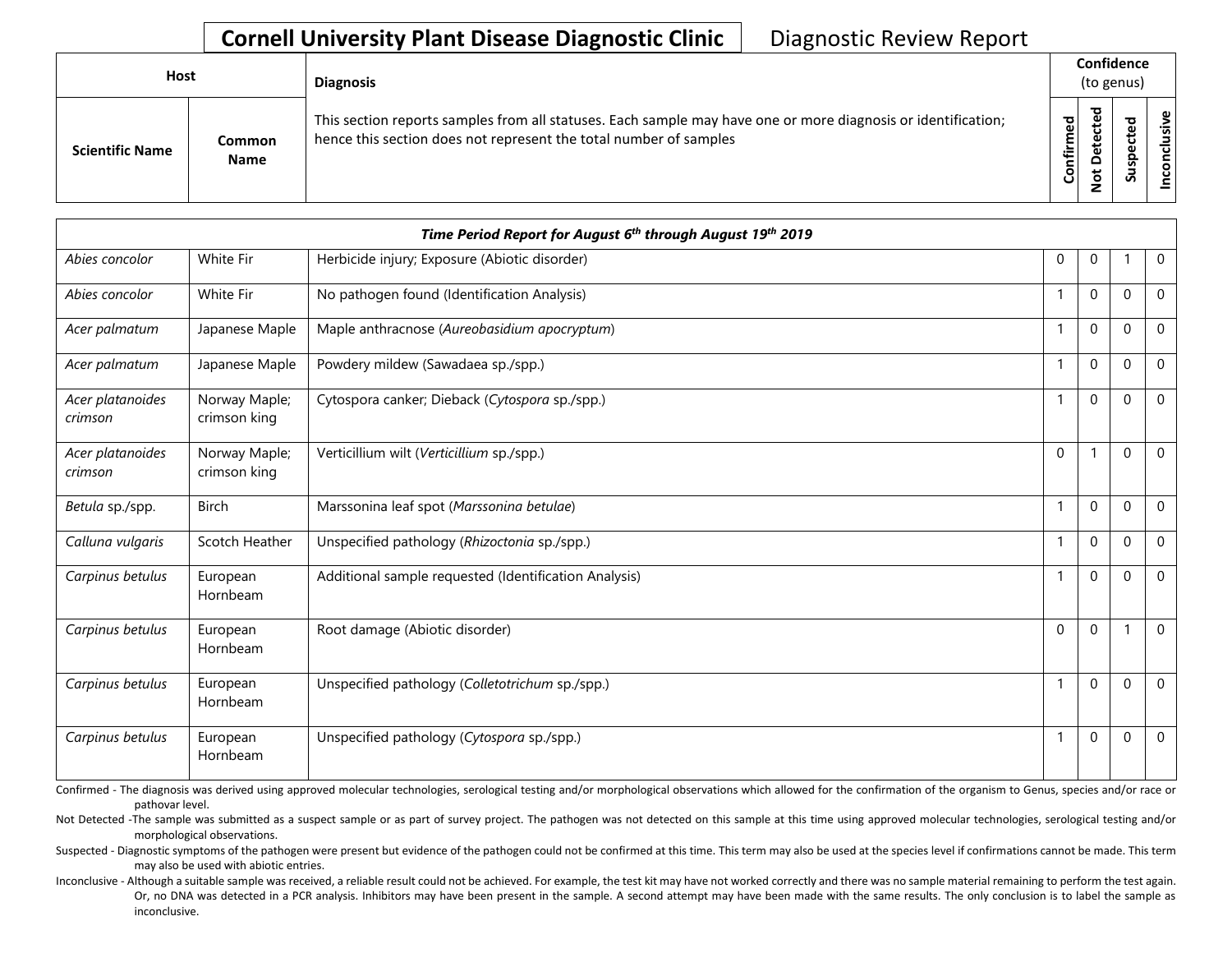**Cornell University Plant Disease Diagnostic Clinic** Diagnostic Review Report

| Host | | Diagnosis | Confidence (to genus) | | | |
|---|---|---|---|---|---|---|
| Scientific Name | Common Name | This section reports samples from all statuses. Each sample may have one or more diagnosis or identification; hence this section does not represent the total number of samples | Confirmed | Not Detected | Suspected | Inconclusive |
| ***Time Period Report for August 6th through August 19th 2019*** | | | | | | |
| *Abies concolor* | White Fir | Herbicide injury; Exposure (Abiotic disorder) | 0 | 0 | 1 | 0 |
| *Abies concolor* | White Fir | No pathogen found (Identification Analysis) | 1 | 0 | 0 | 0 |
| *Acer palmatum* | Japanese Maple | Maple anthracnose (*Aureobasidium apocryptum*) | 1 | 0 | 0 | 0 |
| *Acer palmatum* | Japanese Maple | Powdery mildew (Sawadaea sp./spp.) | 1 | 0 | 0 | 0 |
| *Acer platanoides crimson* | Norway Maple; crimson king | Cytospora canker; Dieback (*Cytospora* sp./spp.) | 1 | 0 | 0 | 0 |
| *Acer platanoides crimson* | Norway Maple; crimson king | Verticillium wilt (*Verticillium* sp./spp.) | 0 | 1 | 0 | 0 |
| *Betula* sp./spp. | Birch | Marssonina leaf spot (*Marssonina betulae*) | 1 | 0 | 0 | 0 |
| *Calluna vulgaris* | Scotch Heather | Unspecified pathology (*Rhizoctonia* sp./spp.) | 1 | 0 | 0 | 0 |
| *Carpinus betulus* | European Hornbeam | Additional sample requested (Identification Analysis) | 1 | 0 | 0 | 0 |
| *Carpinus betulus* | European Hornbeam | Root damage (Abiotic disorder) | 0 | 0 | 1 | 0 |
| *Carpinus betulus* | European Hornbeam | Unspecified pathology (*Colletotrichum* sp./spp.) | 1 | 0 | 0 | 0 |
| *Carpinus betulus* | European Hornbeam | Unspecified pathology (*Cytospora* sp./spp.) | 1 | 0 | 0 | 0 |

Confirmed - The diagnosis was derived using approved molecular technologies, serological testing and/or morphological observations which allowed for the confirmation of the organism to Genus, species and/or race or pathovar level.

Not Detected -The sample was submitted as a suspect sample or as part of survey project. The pathogen was not detected on this sample at this time using approved molecular technologies, serological testing and/or morphological observations.

Suspected - Diagnostic symptoms of the pathogen were present but evidence of the pathogen could not be confirmed at this time. This term may also be used at the species level if confirmations cannot be made. This term may also be used with abiotic entries.

Inconclusive - Although a suitable sample was received, a reliable result could not be achieved. For example, the test kit may have not worked correctly and there was no sample material remaining to perform the test again. Or, no DNA was detected in a PCR analysis. Inhibitors may have been present in the sample. A second attempt may have been made with the same results. The only conclusion is to label the sample as inconclusive.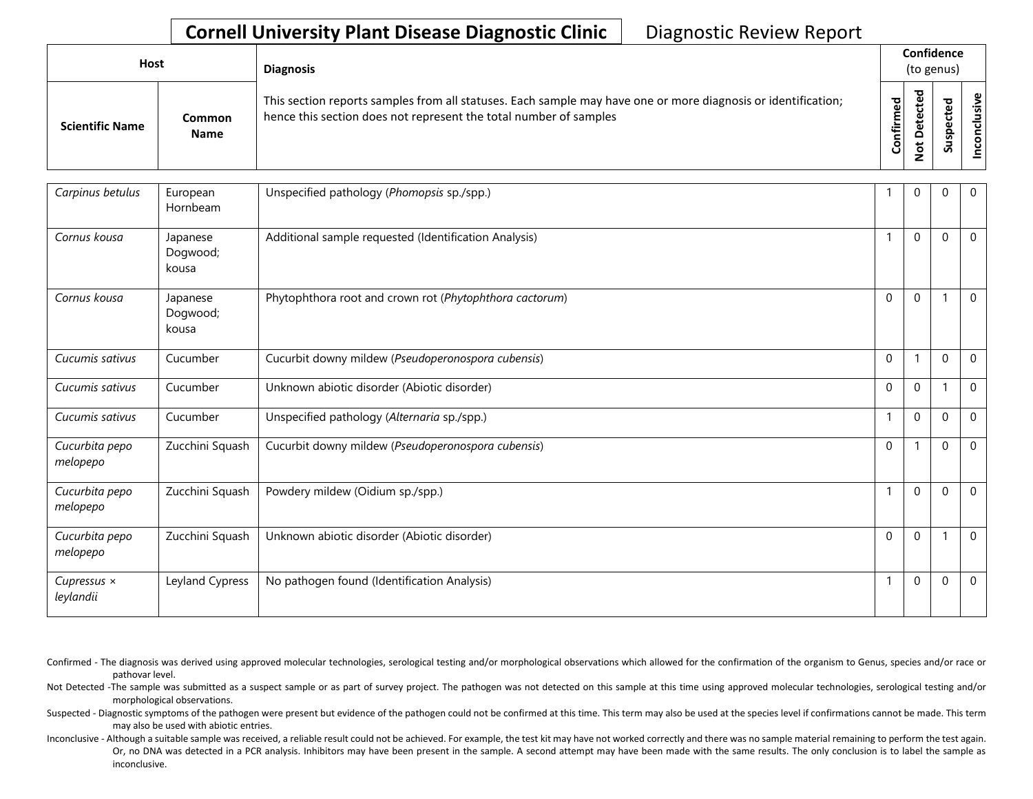# Cornell University Plant Disease Diagnostic Clinic

Diagnostic Review Report

| Host | | Diagnosis | Confidence (to genus) | | | |
|---|---|---|---|---|---|---|
| Scientific Name | Common Name | This section reports samples from all statuses. Each sample may have one or more diagnosis or identification; hence this section does not represent the total number of samples | Confirmed | Not Detected | Suspected | Inconclusive |
| *Carpinus betulus* | European Hornbeam | Unspecified pathology (*Phomopsis* sp./spp.) | 1 | 0 | 0 | 0 |
| *Cornus kousa* | Japanese Dogwood; kousa | Additional sample requested (Identification Analysis) | 1 | 0 | 0 | 0 |
| *Cornus kousa* | Japanese Dogwood; kousa | Phytophthora root and crown rot (*Phytophthora cactorum*) | 0 | 0 | 1 | 0 |
| *Cucumis sativus* | Cucumber | Cucurbit downy mildew (*Pseudoperonospora cubensis*) | 0 | 1 | 0 | 0 |
| *Cucumis sativus* | Cucumber | Unknown abiotic disorder (Abiotic disorder) | 0 | 0 | 1 | 0 |
| *Cucumis sativus* | Cucumber | Unspecified pathology (*Alternaria* sp./spp.) | 1 | 0 | 0 | 0 |
| *Cucurbita pepo melopepo* | Zucchini Squash | Cucurbit downy mildew (*Pseudoperonospora cubensis*) | 0 | 1 | 0 | 0 |
| *Cucurbita pepo melopepo* | Zucchini Squash | Powdery mildew (Oidium sp./spp.) | 1 | 0 | 0 | 0 |
| *Cucurbita pepo melopepo* | Zucchini Squash | Unknown abiotic disorder (Abiotic disorder) | 0 | 0 | 1 | 0 |
| *Cupressus × leylandii* | Leyland Cypress | No pathogen found (Identification Analysis) | 1 | 0 | 0 | 0 |

Confirmed - The diagnosis was derived using approved molecular technologies, serological testing and/or morphological observations which allowed for the confirmation of the organism to Genus, species and/or race or pathovar level.

Not Detected -The sample was submitted as a suspect sample or as part of survey project. The pathogen was not detected on this sample at this time using approved molecular technologies, serological testing and/or morphological observations.

Suspected - Diagnostic symptoms of the pathogen were present but evidence of the pathogen could not be confirmed at this time. This term may also be used at the species level if confirmations cannot be made. This term may also be used with abiotic entries.

Inconclusive - Although a suitable sample was received, a reliable result could not be achieved. For example, the test kit may have not worked correctly and there was no sample material remaining to perform the test again. Or, no DNA was detected in a PCR analysis. Inhibitors may have been present in the sample. A second attempt may have been made with the same results. The only conclusion is to label the sample as inconclusive.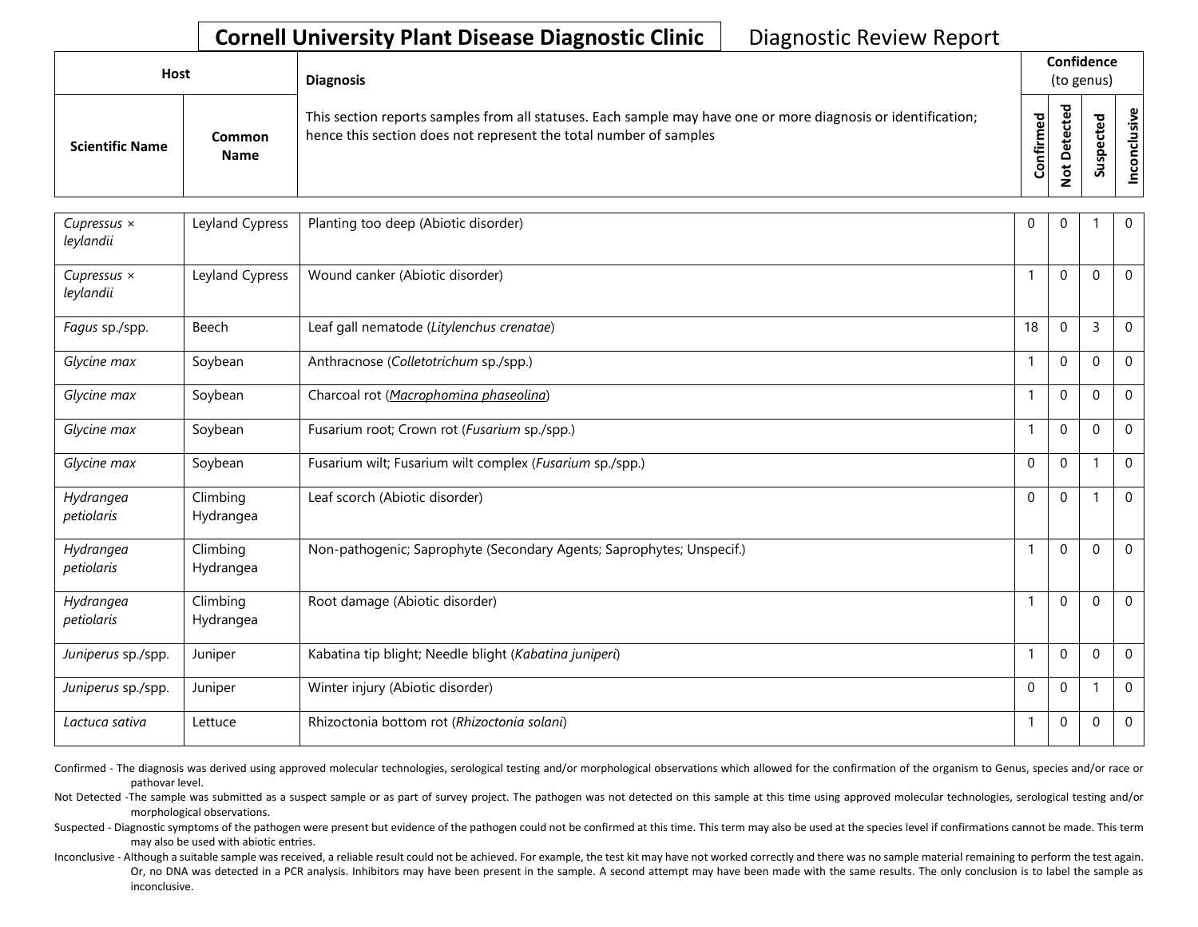# Cornell University Plant Disease Diagnostic Clinic

Diagnostic Review Report

| Host | | Diagnosis | Confidence (to genus) | | | |
|---|---|---|---|---|---|---|
| Scientific Name | Common Name | This section reports samples from all statuses. Each sample may have one or more diagnosis or identification; hence this section does not represent the total number of samples | Confirmed | Not Detected | Suspected | Inconclusive |
| *Cupressus × leylandii* | Leyland Cypress | Planting too deep (Abiotic disorder) | 0 | 0 | 1 | 0 |
| *Cupressus × leylandii* | Leyland Cypress | Wound canker (Abiotic disorder) | 1 | 0 | 0 | 0 |
| *Fagus* sp./spp. | Beech | Leaf gall nematode (*Litylenchus crenatae*) | 18 | 0 | 3 | 0 |
| *Glycine max* | Soybean | Anthracnose (*Colletotrichum* sp./spp.) | 1 | 0 | 0 | 0 |
| *Glycine max* | Soybean | Charcoal rot (*Macrophomina phaseolina*) | 1 | 0 | 0 | 0 |
| *Glycine max* | Soybean | Fusarium root; Crown rot (*Fusarium* sp./spp.) | 1 | 0 | 0 | 0 |
| *Glycine max* | Soybean | Fusarium wilt; Fusarium wilt complex (*Fusarium* sp./spp.) | 0 | 0 | 1 | 0 |
| *Hydrangea petiolaris* | Climbing Hydrangea | Leaf scorch (Abiotic disorder) | 0 | 0 | 1 | 0 |
| *Hydrangea petiolaris* | Climbing Hydrangea | Non-pathogenic; Saprophyte (Secondary Agents; Saprophytes; Unspecif.) | 1 | 0 | 0 | 0 |
| *Hydrangea petiolaris* | Climbing Hydrangea | Root damage (Abiotic disorder) | 1 | 0 | 0 | 0 |
| *Juniperus* sp./spp. | Juniper | Kabatina tip blight; Needle blight (*Kabatina juniperi*) | 1 | 0 | 0 | 0 |
| *Juniperus* sp./spp. | Juniper | Winter injury (Abiotic disorder) | 0 | 0 | 1 | 0 |
| *Lactuca sativa* | Lettuce | Rhizoctonia bottom rot (*Rhizoctonia solani*) | 1 | 0 | 0 | 0 |

Confirmed - The diagnosis was derived using approved molecular technologies, serological testing and/or morphological observations which allowed for the confirmation of the organism to Genus, species and/or race or pathovar level.

Not Detected -The sample was submitted as a suspect sample or as part of survey project. The pathogen was not detected on this sample at this time using approved molecular technologies, serological testing and/or morphological observations.

Suspected - Diagnostic symptoms of the pathogen were present but evidence of the pathogen could not be confirmed at this time. This term may also be used at the species level if confirmations cannot be made. This term may also be used with abiotic entries.

Inconclusive - Although a suitable sample was received, a reliable result could not be achieved. For example, the test kit may have not worked correctly and there was no sample material remaining to perform the test again. Or, no DNA was detected in a PCR analysis. Inhibitors may have been present in the sample. A second attempt may have been made with the same results. The only conclusion is to label the sample as inconclusive.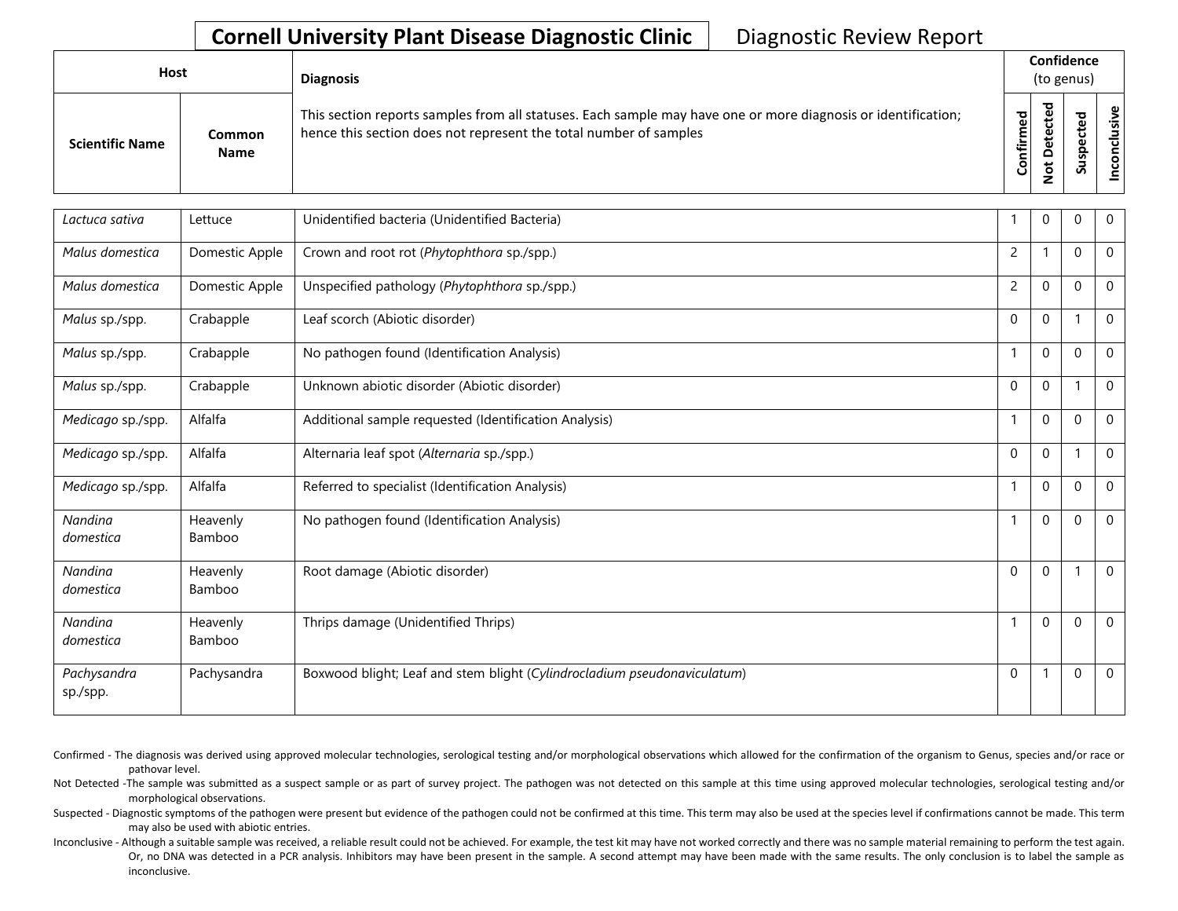**Cornell University Plant Disease Diagnostic Clinic** Diagnostic Review Report

| Host | | Diagnosis | Confidence (to genus) | | | |
|---|---|---|---|---|---|---|
| Scientific Name | Common Name | This section reports samples from all statuses. Each sample may have one or more diagnosis or identification; hence this section does not represent the total number of samples | Confirmed | Not Detected | Suspected | Inconclusive |
| *Lactuca sativa* | Lettuce | Unidentified bacteria (Unidentified Bacteria) | 1 | 0 | 0 | 0 |
| *Malus domestica* | Domestic Apple | Crown and root rot (*Phytophthora* sp./spp.) | 2 | 1 | 0 | 0 |
| *Malus domestica* | Domestic Apple | Unspecified pathology (*Phytophthora* sp./spp.) | 2 | 0 | 0 | 0 |
| *Malus* sp./spp. | Crabapple | Leaf scorch (Abiotic disorder) | 0 | 0 | 1 | 0 |
| *Malus* sp./spp. | Crabapple | No pathogen found (Identification Analysis) | 1 | 0 | 0 | 0 |
| *Malus* sp./spp. | Crabapple | Unknown abiotic disorder (Abiotic disorder) | 0 | 0 | 1 | 0 |
| *Medicago* sp./spp. | Alfalfa | Additional sample requested (Identification Analysis) | 1 | 0 | 0 | 0 |
| *Medicago* sp./spp. | Alfalfa | Alternaria leaf spot (*Alternaria* sp./spp.) | 0 | 0 | 1 | 0 |
| *Medicago* sp./spp. | Alfalfa | Referred to specialist (Identification Analysis) | 1 | 0 | 0 | 0 |
| *Nandina domestica* | Heavenly Bamboo | No pathogen found (Identification Analysis) | 1 | 0 | 0 | 0 |
| *Nandina domestica* | Heavenly Bamboo | Root damage (Abiotic disorder) | 0 | 0 | 1 | 0 |
| *Nandina domestica* | Heavenly Bamboo | Thrips damage (Unidentified Thrips) | 1 | 0 | 0 | 0 |
| *Pachysandra* sp./spp. | Pachysandra | Boxwood blight; Leaf and stem blight (*Cylindrocladium pseudonaviculatum*) | 0 | 1 | 0 | 0 |

Confirmed - The diagnosis was derived using approved molecular technologies, serological testing and/or morphological observations which allowed for the confirmation of the organism to Genus, species and/or race or pathovar level.

Not Detected -The sample was submitted as a suspect sample or as part of survey project. The pathogen was not detected on this sample at this time using approved molecular technologies, serological testing and/or morphological observations.

Suspected - Diagnostic symptoms of the pathogen were present but evidence of the pathogen could not be confirmed at this time. This term may also be used at the species level if confirmations cannot be made. This term may also be used with abiotic entries.

Inconclusive - Although a suitable sample was received, a reliable result could not be achieved. For example, the test kit may have not worked correctly and there was no sample material remaining to perform the test again. Or, no DNA was detected in a PCR analysis. Inhibitors may have been present in the sample. A second attempt may have been made with the same results. The only conclusion is to label the sample as inconclusive.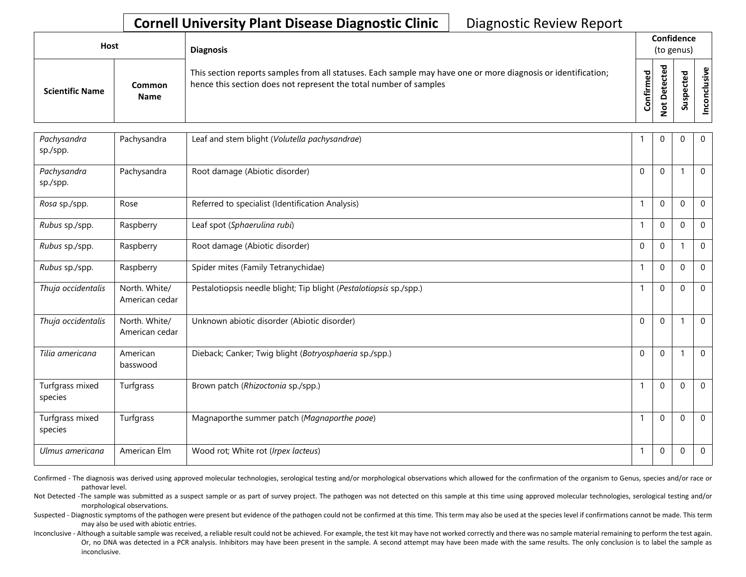**Cornell University Plant Disease Diagnostic Clinic** Diagnostic Review Report

| Host | | Diagnosis | Confidence (to genus) | | | |
|---|---|---|---|---|---|---|
| Scientific Name | Common Name | This section reports samples from all statuses. Each sample may have one or more diagnosis or identification; hence this section does not represent the total number of samples | Confirmed | Not Detected | Suspected | Inconclusive |
| *Pachysandra* sp./spp. | Pachysandra | Leaf and stem blight (*Volutella pachysandrae*) | 1 | 0 | 0 | 0 |
| *Pachysandra* sp./spp. | Pachysandra | Root damage (Abiotic disorder) | 0 | 0 | 1 | 0 |
| *Rosa* sp./spp. | Rose | Referred to specialist (Identification Analysis) | 1 | 0 | 0 | 0 |
| *Rubus* sp./spp. | Raspberry | Leaf spot (*Sphaerulina rubi*) | 1 | 0 | 0 | 0 |
| *Rubus* sp./spp. | Raspberry | Root damage (Abiotic disorder) | 0 | 0 | 1 | 0 |
| *Rubus* sp./spp. | Raspberry | Spider mites (Family Tetranychidae) | 1 | 0 | 0 | 0 |
| *Thuja occidentalis* | North. White/ American cedar | Pestalotiopsis needle blight; Tip blight (*Pestalotiopsis* sp./spp.) | 1 | 0 | 0 | 0 |
| *Thuja occidentalis* | North. White/ American cedar | Unknown abiotic disorder (Abiotic disorder) | 0 | 0 | 1 | 0 |
| *Tilia americana* | American basswood | Dieback; Canker; Twig blight (*Botryosphaeria* sp./spp.) | 0 | 0 | 1 | 0 |
| Turfgrass mixed species | Turfgrass | Brown patch (*Rhizoctonia* sp./spp.) | 1 | 0 | 0 | 0 |
| Turfgrass mixed species | Turfgrass | Magnaporthe summer patch (*Magnaporthe poae*) | 1 | 0 | 0 | 0 |
| *Ulmus americana* | American Elm | Wood rot; White rot (*Irpex lacteus*) | 1 | 0 | 0 | 0 |

Confirmed - The diagnosis was derived using approved molecular technologies, serological testing and/or morphological observations which allowed for the confirmation of the organism to Genus, species and/or race or pathovar level.

Not Detected -The sample was submitted as a suspect sample or as part of survey project. The pathogen was not detected on this sample at this time using approved molecular technologies, serological testing and/or morphological observations.

Suspected - Diagnostic symptoms of the pathogen were present but evidence of the pathogen could not be confirmed at this time. This term may also be used at the species level if confirmations cannot be made. This term may also be used with abiotic entries.

Inconclusive - Although a suitable sample was received, a reliable result could not be achieved. For example, the test kit may have not worked correctly and there was no sample material remaining to perform the test again. Or, no DNA was detected in a PCR analysis. Inhibitors may have been present in the sample. A second attempt may have been made with the same results. The only conclusion is to label the sample as inconclusive.